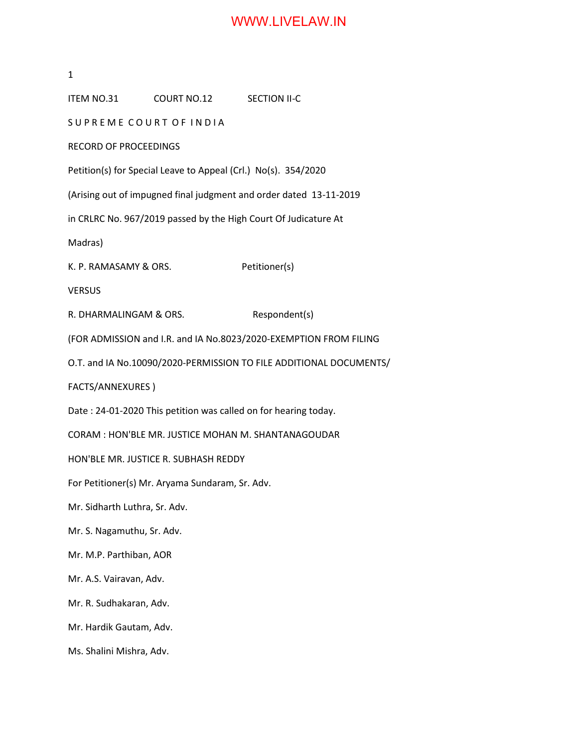ITEM NO.31 COURT NO.12 SECTION II-C

S U P R E M E C O U R T O F I N D I A

RECORD OF PROCEEDINGS

Petition(s) for Special Leave to Appeal (Crl.) No(s). 354/2020

(Arising out of impugned final judgment and order dated 13-11-2019

in CRLRC No. 967/2019 passed by the High Court Of Judicature At

Madras)

K. P. RAMASAMY & ORS. Petitioner(s)

VERSUS

R. DHARMALINGAM & ORS. Respondent(s)

(FOR ADMISSION and I.R. and IA No.8023/2020-EXEMPTION FROM FILING

O.T. and IA No.10090/2020-PERMISSION TO FILE ADDITIONAL DOCUMENTS/

FACTS/ANNEXURES )

Date : 24-01-2020 This petition was called on for hearing today.

CORAM : HON'BLE MR. JUSTICE MOHAN M. SHANTANAGOUDAR

HON'BLE MR. JUSTICE R. SUBHASH REDDY

For Petitioner(s) Mr. Aryama Sundaram, Sr. Adv.

Mr. Sidharth Luthra, Sr. Adv.

Mr. S. Nagamuthu, Sr. Adv.

Mr. M.P. Parthiban, AOR

Mr. A.S. Vairavan, Adv.

Mr. R. Sudhakaran, Adv.

Mr. Hardik Gautam, Adv.

Ms. Shalini Mishra, Adv.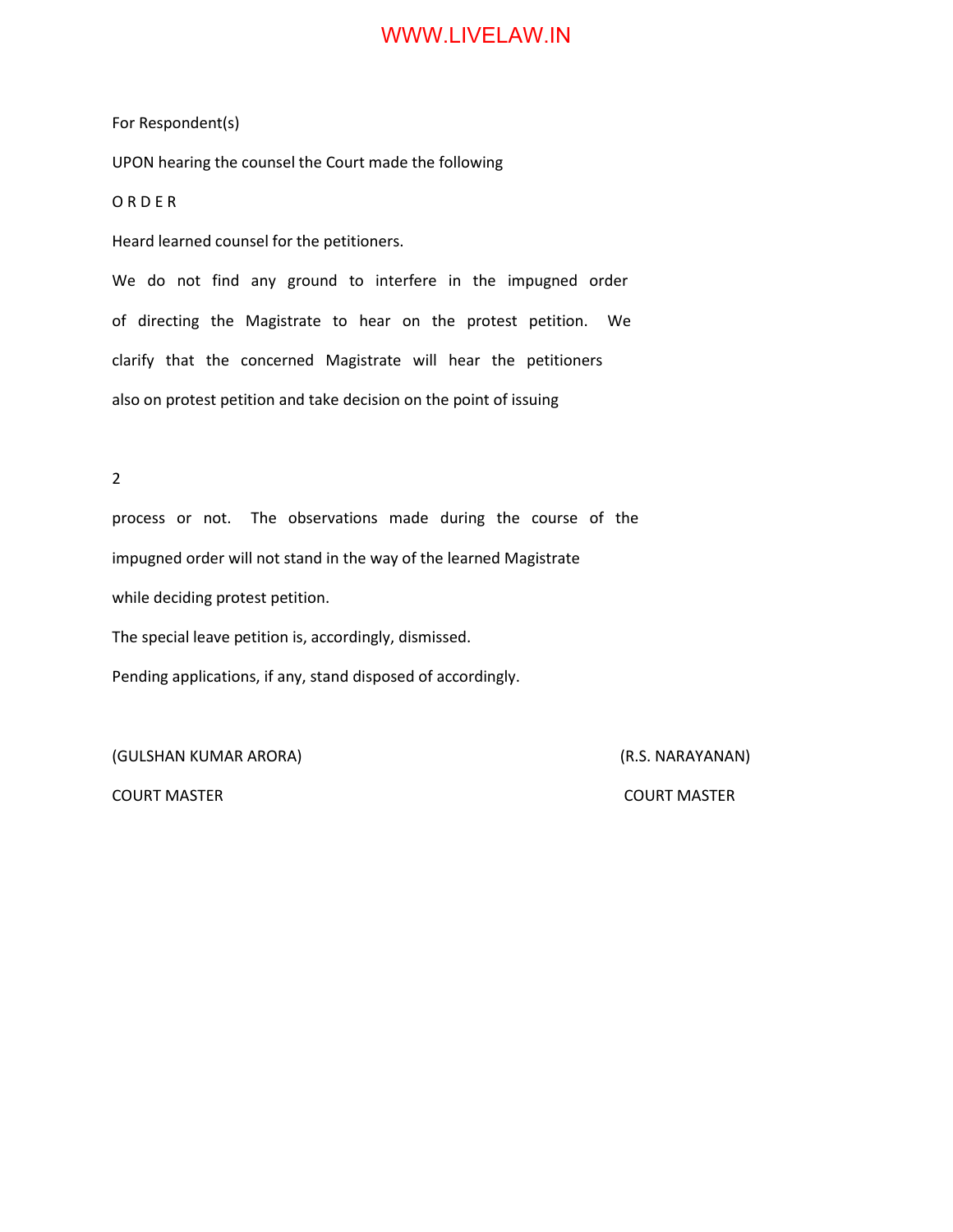For Respondent(s)

UPON hearing the counsel the Court made the following

O R D E R

Heard learned counsel for the petitioners.

We do not find any ground to interfere in the impugned order of directing the Magistrate to hear on the protest petition. We clarify that the concerned Magistrate will hear the petitioners also on protest petition and take decision on the point of issuing process or not. The observations made during the course of the impugned order will not stand in the way of the learned Magistrate while deciding protest petition.

The special leave petition is, accordingly, dismissed.

Pending applications, if any, stand disposed of accordingly.

(GULSHAN KUMAR ARORA)
COURT MASTER

(R.S. NARAYANAN)
COURT MASTER